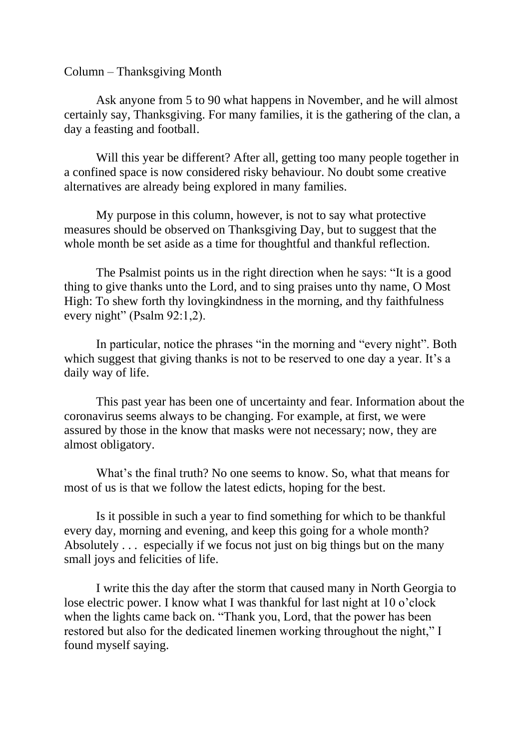Column – Thanksgiving Month

Ask anyone from 5 to 90 what happens in November, and he will almost certainly say, Thanksgiving. For many families, it is the gathering of the clan, a day a feasting and football.

Will this year be different? After all, getting too many people together in a confined space is now considered risky behaviour. No doubt some creative alternatives are already being explored in many families.

My purpose in this column, however, is not to say what protective measures should be observed on Thanksgiving Day, but to suggest that the whole month be set aside as a time for thoughtful and thankful reflection.

The Psalmist points us in the right direction when he says: "It is a good thing to give thanks unto the Lord, and to sing praises unto thy name, O Most High: To shew forth thy lovingkindness in the morning, and thy faithfulness every night" (Psalm 92:1,2).

In particular, notice the phrases "in the morning and "every night". Both which suggest that giving thanks is not to be reserved to one day a year. It's a daily way of life.

This past year has been one of uncertainty and fear. Information about the coronavirus seems always to be changing. For example, at first, we were assured by those in the know that masks were not necessary; now, they are almost obligatory.

What's the final truth? No one seems to know. So, what that means for most of us is that we follow the latest edicts, hoping for the best.

Is it possible in such a year to find something for which to be thankful every day, morning and evening, and keep this going for a whole month? Absolutely . . . especially if we focus not just on big things but on the many small joys and felicities of life.

I write this the day after the storm that caused many in North Georgia to lose electric power. I know what I was thankful for last night at 10 o'clock when the lights came back on. "Thank you, Lord, that the power has been restored but also for the dedicated linemen working throughout the night," I found myself saying.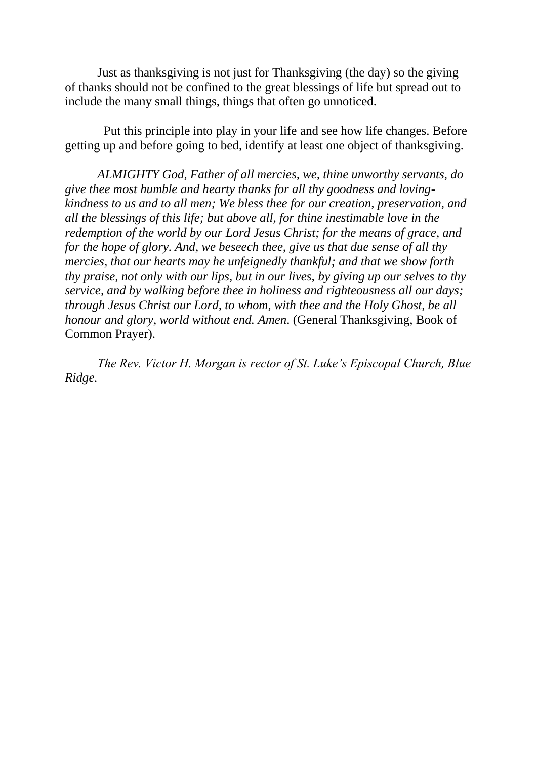Just as thanksgiving is not just for Thanksgiving (the day) so the giving of thanks should not be confined to the great blessings of life but spread out to include the many small things, things that often go unnoticed.

Put this principle into play in your life and see how life changes. Before getting up and before going to bed, identify at least one object of thanksgiving.

*ALMIGHTY God, Father of all mercies, we, thine unworthy servants, do give thee most humble and hearty thanks for all thy goodness and loving-kindness to us and to all men; We bless thee for our creation, preservation, and all the blessings of this life; but above all, for thine inestimable love in the redemption of the world by our Lord Jesus Christ; for the means of grace, and for the hope of glory. And, we beseech thee, give us that due sense of all thy mercies, that our hearts may he unfeignedly thankful; and that we show forth thy praise, not only with our lips, but in our lives, by giving up our selves to thy service, and by walking before thee in holiness and righteousness all our days; through Jesus Christ our Lord, to whom, with thee and the Holy Ghost, be all honour and glory, world without end. Amen*. (General Thanksgiving, Book of Common Prayer).

*The Rev. Victor H. Morgan is rector of St. Luke's Episcopal Church, Blue Ridge.*